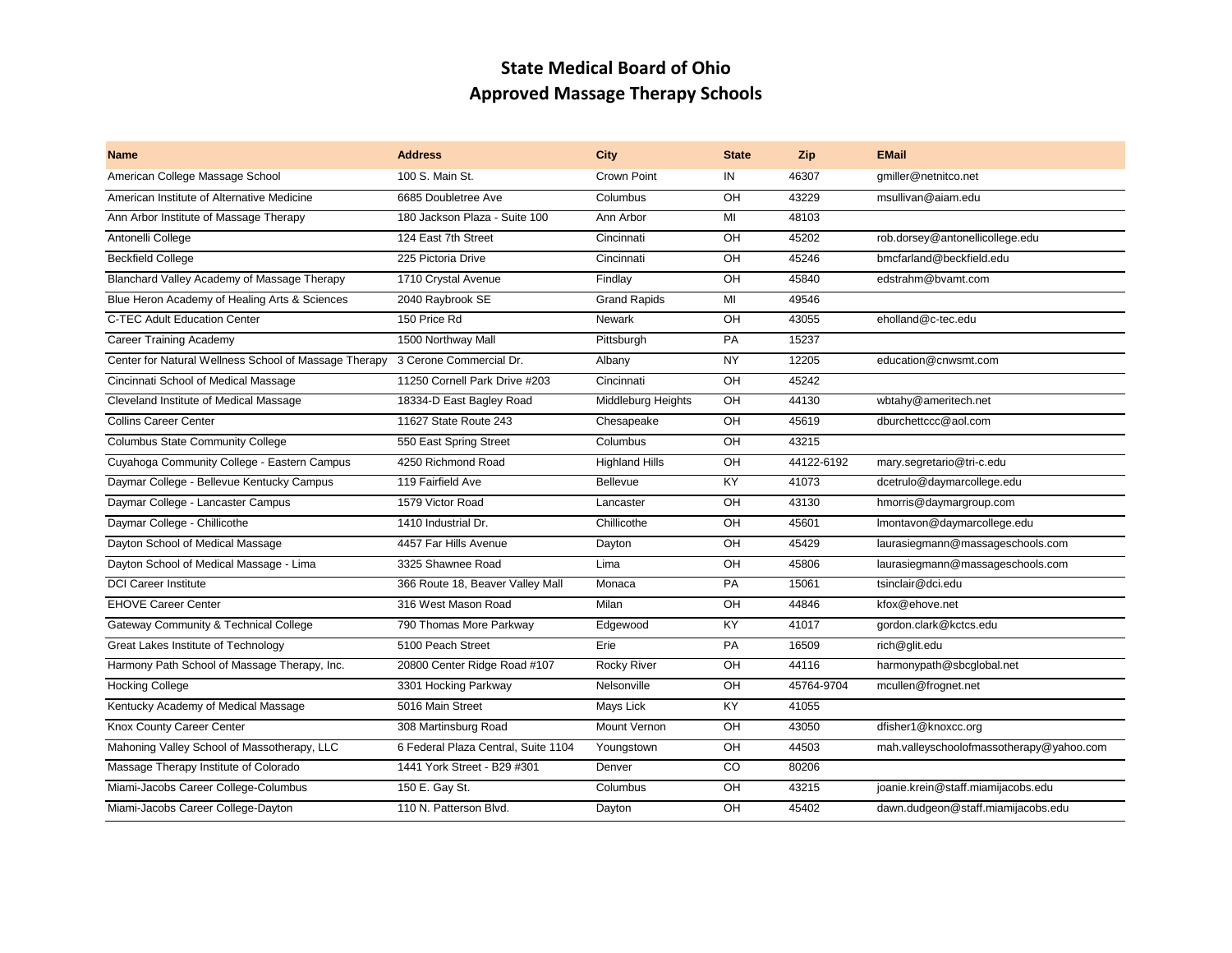# State Medical Board of Ohio
## Approved Massage Therapy Schools

| Name | Address | City | State | Zip | EMail |
|---|---|---|---|---|---|
| American College Massage School | 100 S. Main St. | Crown Point | IN | 46307 | gmiller@netnitco.net |
| American Institute of Alternative Medicine | 6685 Doubletree Ave | Columbus | OH | 43229 | msullivan@aiam.edu |
| Ann Arbor Institute of Massage Therapy | 180 Jackson Plaza - Suite 100 | Ann Arbor | MI | 48103 | |
| Antonelli College | 124 East 7th Street | Cincinnati | OH | 45202 | rob.dorsey@antonellicollege.edu |
| Beckfield College | 225 Pictoria Drive | Cincinnati | OH | 45246 | bmcfarland@beckfield.edu |
| Blanchard Valley Academy of Massage Therapy | 1710 Crystal Avenue | Findlay | OH | 45840 | edstrahm@bvamt.com |
| Blue Heron Academy of Healing Arts & Sciences | 2040 Raybrook SE | Grand Rapids | MI | 49546 | |
| C-TEC Adult Education Center | 150 Price Rd | Newark | OH | 43055 | eholland@c-tec.edu |
| Career Training Academy | 1500 Northway Mall | Pittsburgh | PA | 15237 | |
| Center for Natural Wellness School of Massage Therapy | 3 Cerone Commercial Dr. | Albany | NY | 12205 | education@cnwsmt.com |
| Cincinnati School of Medical Massage | 11250 Cornell Park Drive #203 | Cincinnati | OH | 45242 | |
| Cleveland Institute of Medical Massage | 18334-D East Bagley Road | Middleburg Heights | OH | 44130 | wbtahy@ameritech.net |
| Collins Career Center | 11627 State Route 243 | Chesapeake | OH | 45619 | dburchettccc@aol.com |
| Columbus State Community College | 550 East Spring Street | Columbus | OH | 43215 | |
| Cuyahoga Community College - Eastern Campus | 4250 Richmond Road | Highland Hills | OH | 44122-6192 | mary.segretario@tri-c.edu |
| Daymar College - Bellevue Kentucky Campus | 119 Fairfield Ave | Bellevue | KY | 41073 | dcetrulo@daymarcollege.edu |
| Daymar College - Lancaster Campus | 1579 Victor Road | Lancaster | OH | 43130 | hmorris@daymargroup.com |
| Daymar College - Chillicothe | 1410 Industrial Dr. | Chillicothe | OH | 45601 | lmontavon@daymarcollege.edu |
| Dayton School of Medical Massage | 4457 Far Hills Avenue | Dayton | OH | 45429 | laurasiegmann@massageschools.com |
| Dayton School of Medical Massage - Lima | 3325 Shawnee Road | Lima | OH | 45806 | laurasiegmann@massageschools.com |
| DCI Career Institute | 366 Route 18, Beaver Valley Mall | Monaca | PA | 15061 | tsinclair@dci.edu |
| EHOVE Career Center | 316 West Mason Road | Milan | OH | 44846 | kfox@ehove.net |
| Gateway Community & Technical College | 790 Thomas More Parkway | Edgewood | KY | 41017 | gordon.clark@kctcs.edu |
| Great Lakes Institute of Technology | 5100 Peach Street | Erie | PA | 16509 | rich@glit.edu |
| Harmony Path School of Massage Therapy, Inc. | 20800 Center Ridge Road #107 | Rocky River | OH | 44116 | harmonypath@sbcglobal.net |
| Hocking College | 3301 Hocking Parkway | Nelsonville | OH | 45764-9704 | mcullen@frognet.net |
| Kentucky Academy of Medical Massage | 5016 Main Street | Mays Lick | KY | 41055 | |
| Knox County Career Center | 308 Martinsburg Road | Mount Vernon | OH | 43050 | dfisher1@knoxcc.org |
| Mahoning Valley School of Massotherapy, LLC | 6 Federal Plaza Central, Suite 1104 | Youngstown | OH | 44503 | mah.valleyschoolofmassotherapy@yahoo.com |
| Massage Therapy Institute of Colorado | 1441 York Street - B29 #301 | Denver | CO | 80206 | |
| Miami-Jacobs Career College-Columbus | 150 E. Gay St. | Columbus | OH | 43215 | joanie.krein@staff.miamijacobs.edu |
| Miami-Jacobs Career College-Dayton | 110 N. Patterson Blvd. | Dayton | OH | 45402 | dawn.dudgeon@staff.miamijacobs.edu |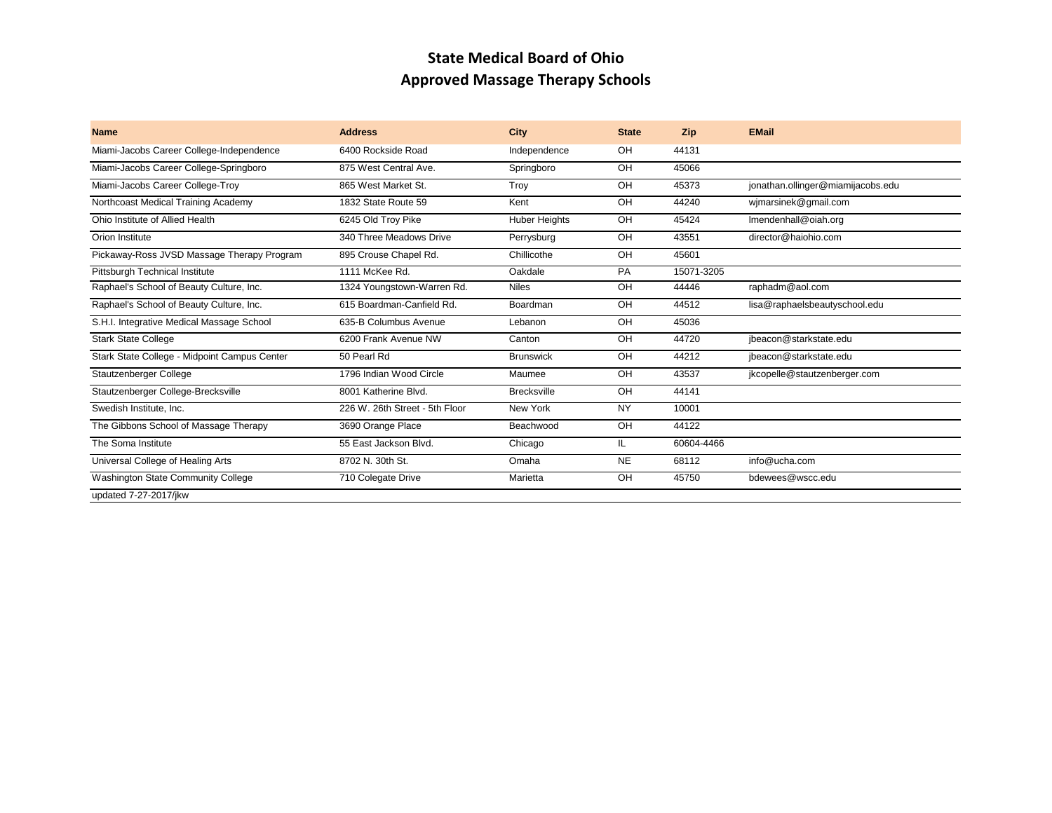# State Medical Board of Ohio
## Approved Massage Therapy Schools

| Name | Address | City | State | Zip | EMail |
|---|---|---|---|---|---|
| Miami-Jacobs Career College-Independence | 6400 Rockside Road | Independence | OH | 44131 | |
| Miami-Jacobs Career College-Springboro | 875 West Central Ave. | Springboro | OH | 45066 | |
| Miami-Jacobs Career College-Troy | 865 West Market St. | Troy | OH | 45373 | jonathan.ollinger@miamijacobs.edu |
| Northcoast Medical Training Academy | 1832 State Route 59 | Kent | OH | 44240 | wjmarsinek@gmail.com |
| Ohio Institute of Allied Health | 6245 Old Troy Pike | Huber Heights | OH | 45424 | lmendenhall@oiah.org |
| Orion Institute | 340 Three Meadows Drive | Perrysburg | OH | 43551 | director@haiohio.com |
| Pickaway-Ross JVSD Massage Therapy Program | 895 Crouse Chapel Rd. | Chillicothe | OH | 45601 | |
| Pittsburgh Technical Institute | 1111 McKee Rd. | Oakdale | PA | 15071-3205 | |
| Raphael's School of Beauty Culture, Inc. | 1324 Youngstown-Warren Rd. | Niles | OH | 44446 | raphadm@aol.com |
| Raphael's School of Beauty Culture, Inc. | 615 Boardman-Canfield Rd. | Boardman | OH | 44512 | lisa@raphaelsbeautyschool.edu |
| S.H.I. Integrative Medical Massage School | 635-B Columbus Avenue | Lebanon | OH | 45036 | |
| Stark State College | 6200 Frank Avenue NW | Canton | OH | 44720 | jbeacon@starkstate.edu |
| Stark State College - Midpoint Campus Center | 50 Pearl Rd | Brunswick | OH | 44212 | jbeacon@starkstate.edu |
| Stautzenberger College | 1796 Indian Wood Circle | Maumee | OH | 43537 | jkcopelle@stautzenberger.com |
| Stautzenberger College-Brecksville | 8001 Katherine Blvd. | Brecksville | OH | 44141 | |
| Swedish Institute, Inc. | 226 W. 26th Street - 5th Floor | New York | NY | 10001 | |
| The Gibbons School of Massage Therapy | 3690 Orange Place | Beachwood | OH | 44122 | |
| The Soma Institute | 55 East Jackson Blvd. | Chicago | IL | 60604-4466 | |
| Universal College of Healing Arts | 8702 N. 30th St. | Omaha | NE | 68112 | info@ucha.com |
| Washington State Community College | 710 Colegate Drive | Marietta | OH | 45750 | bdewees@wscc.edu |

updated 7-27-2017/jkw